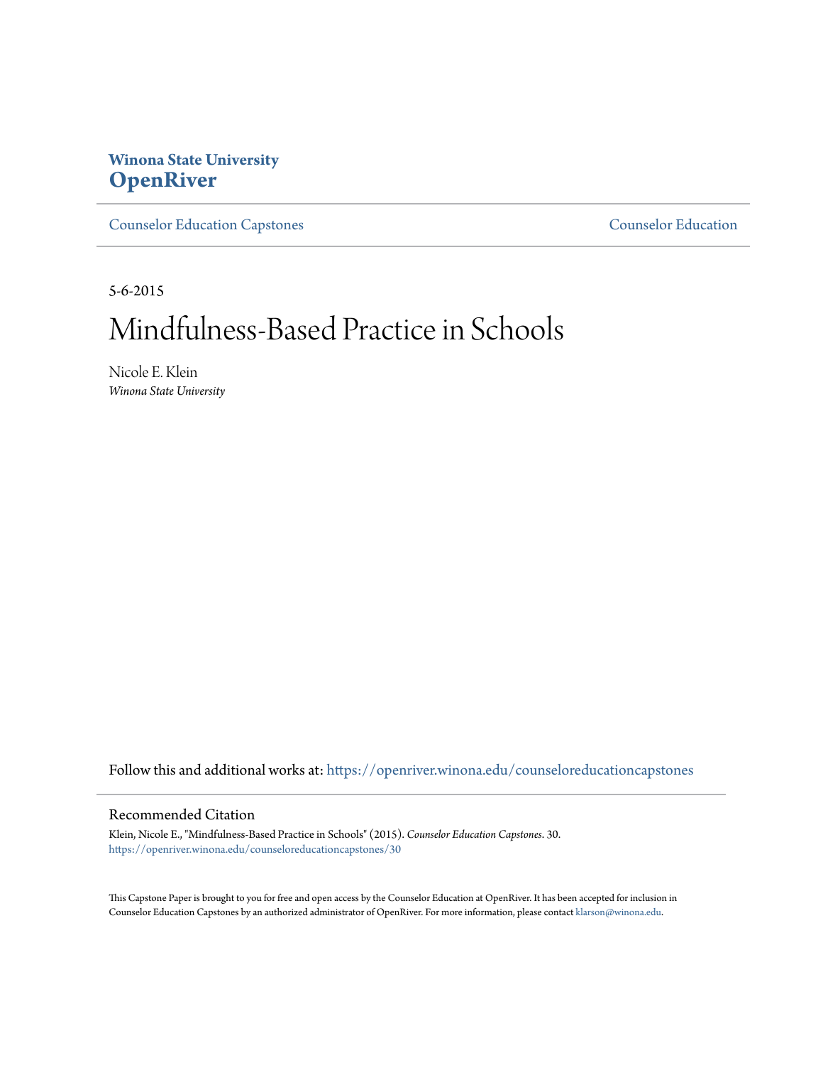**Winona State University**
**OpenRiver**

Counselor Education Capstones | Counselor Education

5-6-2015

# Mindfulness-Based Practice in Schools

Nicole E. Klein
*Winona State University*

Follow this and additional works at: https://openriver.winona.edu/counseloreducationcapstones

## Recommended Citation

Klein, Nicole E., "Mindfulness-Based Practice in Schools" (2015). *Counselor Education Capstones*. 30.
https://openriver.winona.edu/counseloreducationcapstones/30

This Capstone Paper is brought to you for free and open access by the Counselor Education at OpenRiver. It has been accepted for inclusion in Counselor Education Capstones by an authorized administrator of OpenRiver. For more information, please contact klarson@winona.edu.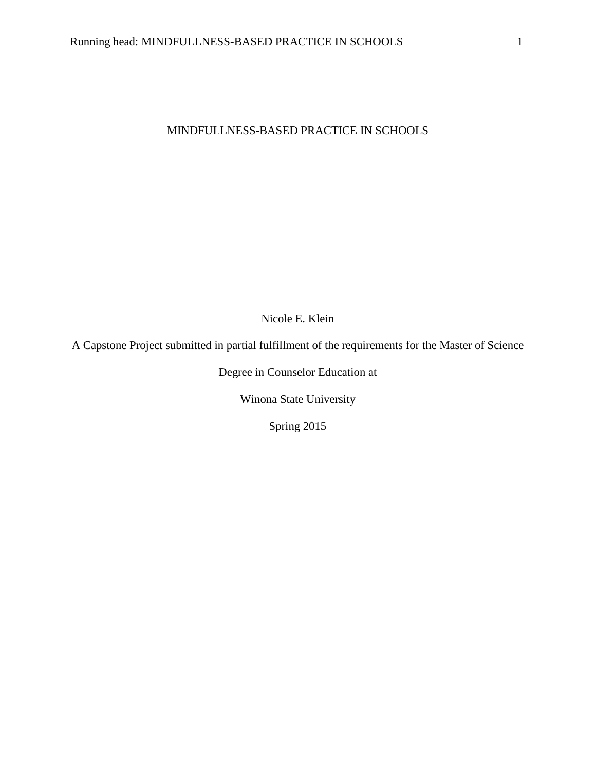# MINDFULLNESS-BASED PRACTICE IN SCHOOLS

Nicole E. Klein

A Capstone Project submitted in partial fulfillment of the requirements for the Master of Science

Degree in Counselor Education at

Winona State University

Spring 2015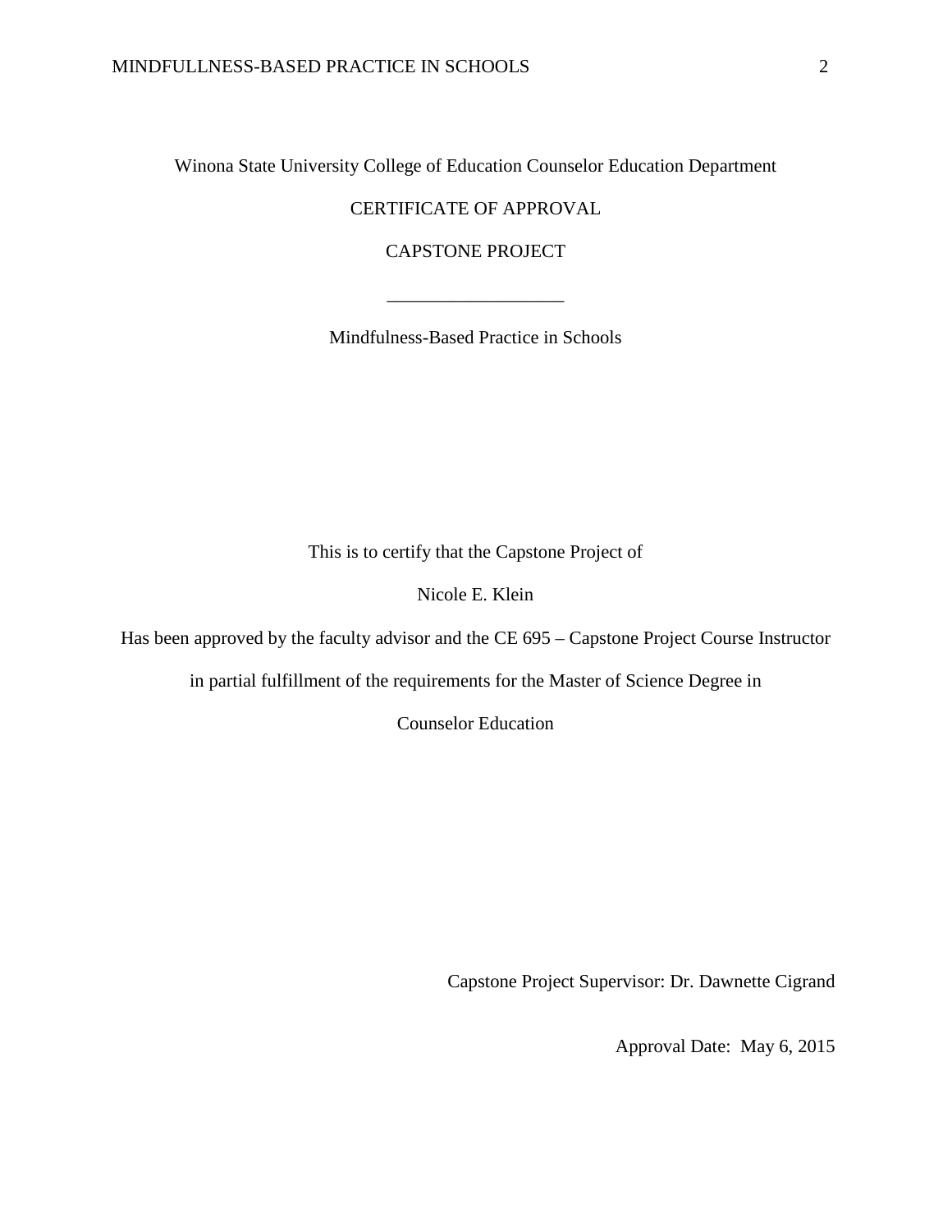Winona State University College of Education Counselor Education Department

CERTIFICATE OF APPROVAL

CAPSTONE PROJECT

___________________

Mindfulness-Based Practice in Schools

This is to certify that the Capstone Project of

Nicole E. Klein

Has been approved by the faculty advisor and the CE 695 – Capstone Project Course Instructor

in partial fulfillment of the requirements for the Master of Science Degree in

Counselor Education

Capstone Project Supervisor: Dr. Dawnette Cigrand

Approval Date: May 6, 2015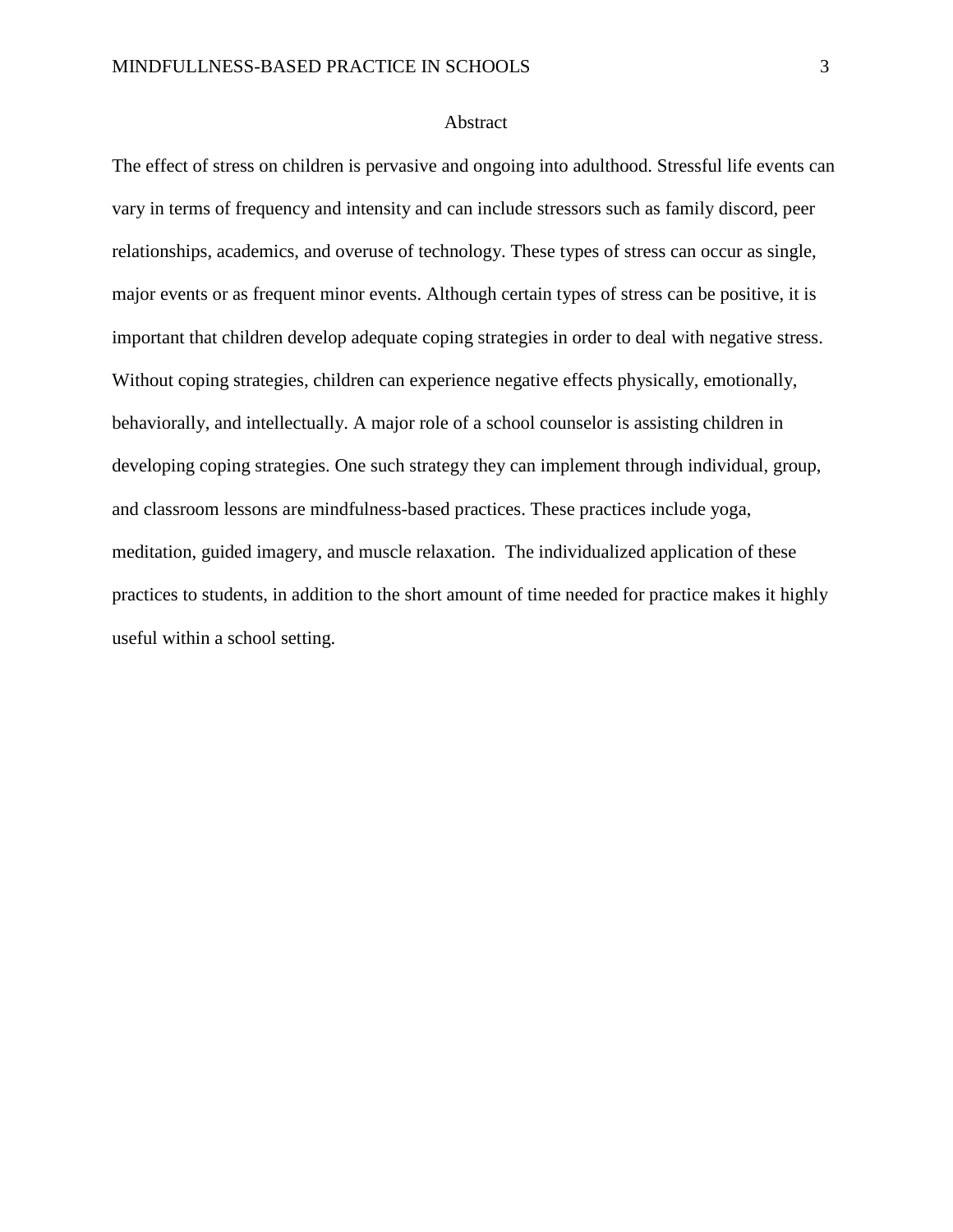# Abstract

The effect of stress on children is pervasive and ongoing into adulthood. Stressful life events can vary in terms of frequency and intensity and can include stressors such as family discord, peer relationships, academics, and overuse of technology. These types of stress can occur as single, major events or as frequent minor events. Although certain types of stress can be positive, it is important that children develop adequate coping strategies in order to deal with negative stress. Without coping strategies, children can experience negative effects physically, emotionally, behaviorally, and intellectually. A major role of a school counselor is assisting children in developing coping strategies. One such strategy they can implement through individual, group, and classroom lessons are mindfulness-based practices. These practices include yoga, meditation, guided imagery, and muscle relaxation. The individualized application of these practices to students, in addition to the short amount of time needed for practice makes it highly useful within a school setting.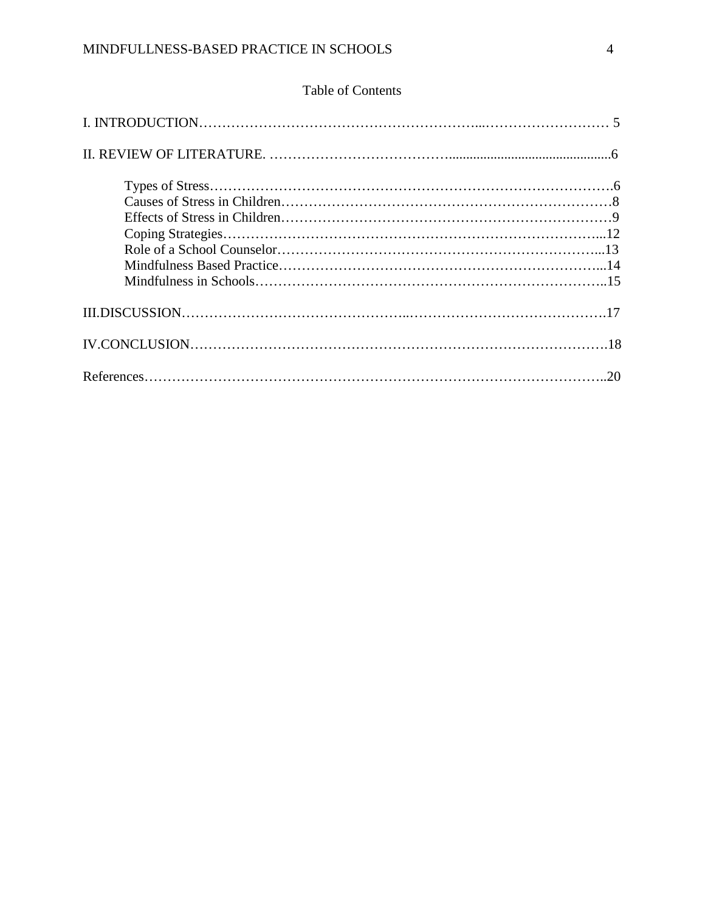# Table of Contents

I. INTRODUCTION………………………………………………………...……………………… 5

II. REVIEW OF LITERATURE. ………………………………….............................................6

- Types of Stress………………………………………………………………………….6
- Causes of Stress in Children………………………………………………………………8
- Effects of Stress in Children………………………………………………………………9
- Coping Strategies………………………………………………………………………...12
- Role of a School Counselor…………………………………………………………...13
- Mindfulness Based Practice…………………………………………………………...14
- Mindfulness in Schools………………………………………………………………..15

III.DISCUSSION………………………………………...…………………………………….17

IV.CONCLUSION……………………………………………………………………………….18

References…………………………………………………………………………………..20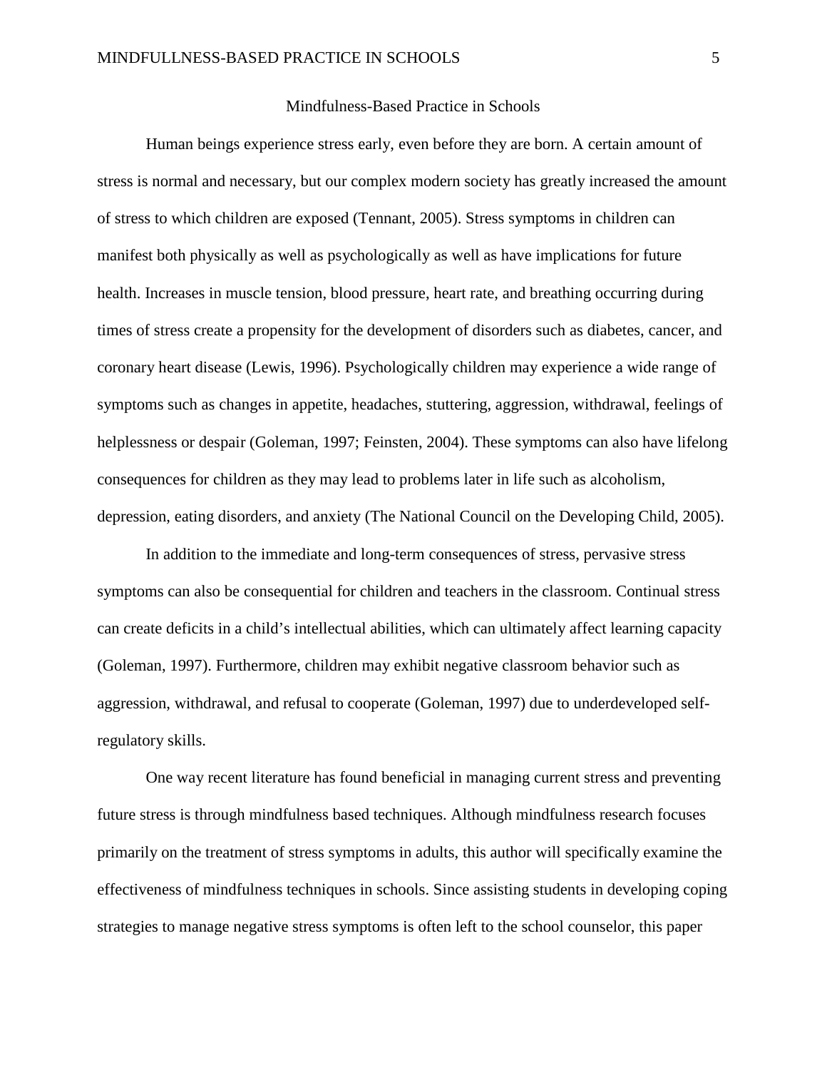# Mindfulness-Based Practice in Schools

Human beings experience stress early, even before they are born. A certain amount of stress is normal and necessary, but our complex modern society has greatly increased the amount of stress to which children are exposed (Tennant, 2005). Stress symptoms in children can manifest both physically as well as psychologically as well as have implications for future health. Increases in muscle tension, blood pressure, heart rate, and breathing occurring during times of stress create a propensity for the development of disorders such as diabetes, cancer, and coronary heart disease (Lewis, 1996). Psychologically children may experience a wide range of symptoms such as changes in appetite, headaches, stuttering, aggression, withdrawal, feelings of helplessness or despair (Goleman, 1997; Feinsten, 2004). These symptoms can also have lifelong consequences for children as they may lead to problems later in life such as alcoholism, depression, eating disorders, and anxiety (The National Council on the Developing Child, 2005).

In addition to the immediate and long-term consequences of stress, pervasive stress symptoms can also be consequential for children and teachers in the classroom. Continual stress can create deficits in a child's intellectual abilities, which can ultimately affect learning capacity (Goleman, 1997). Furthermore, children may exhibit negative classroom behavior such as aggression, withdrawal, and refusal to cooperate (Goleman, 1997) due to underdeveloped self-regulatory skills.

One way recent literature has found beneficial in managing current stress and preventing future stress is through mindfulness based techniques. Although mindfulness research focuses primarily on the treatment of stress symptoms in adults, this author will specifically examine the effectiveness of mindfulness techniques in schools. Since assisting students in developing coping strategies to manage negative stress symptoms is often left to the school counselor, this paper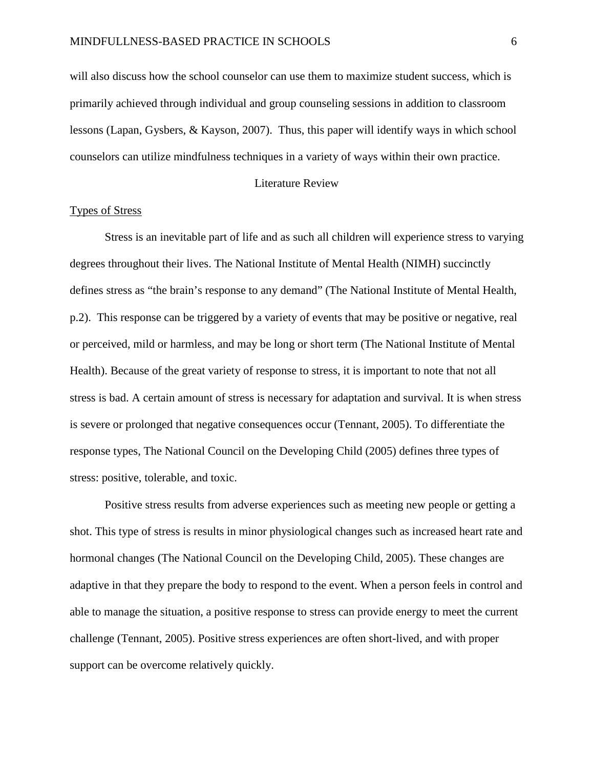will also discuss how the school counselor can use them to maximize student success, which is primarily achieved through individual and group counseling sessions in addition to classroom lessons (Lapan, Gysbers, & Kayson, 2007). Thus, this paper will identify ways in which school counselors can utilize mindfulness techniques in a variety of ways within their own practice.

## Literature Review

### Types of Stress

Stress is an inevitable part of life and as such all children will experience stress to varying degrees throughout their lives. The National Institute of Mental Health (NIMH) succinctly defines stress as "the brain's response to any demand" (The National Institute of Mental Health, p.2). This response can be triggered by a variety of events that may be positive or negative, real or perceived, mild or harmless, and may be long or short term (The National Institute of Mental Health). Because of the great variety of response to stress, it is important to note that not all stress is bad. A certain amount of stress is necessary for adaptation and survival. It is when stress is severe or prolonged that negative consequences occur (Tennant, 2005). To differentiate the response types, The National Council on the Developing Child (2005) defines three types of stress: positive, tolerable, and toxic.

Positive stress results from adverse experiences such as meeting new people or getting a shot. This type of stress is results in minor physiological changes such as increased heart rate and hormonal changes (The National Council on the Developing Child, 2005). These changes are adaptive in that they prepare the body to respond to the event. When a person feels in control and able to manage the situation, a positive response to stress can provide energy to meet the current challenge (Tennant, 2005). Positive stress experiences are often short-lived, and with proper support can be overcome relatively quickly.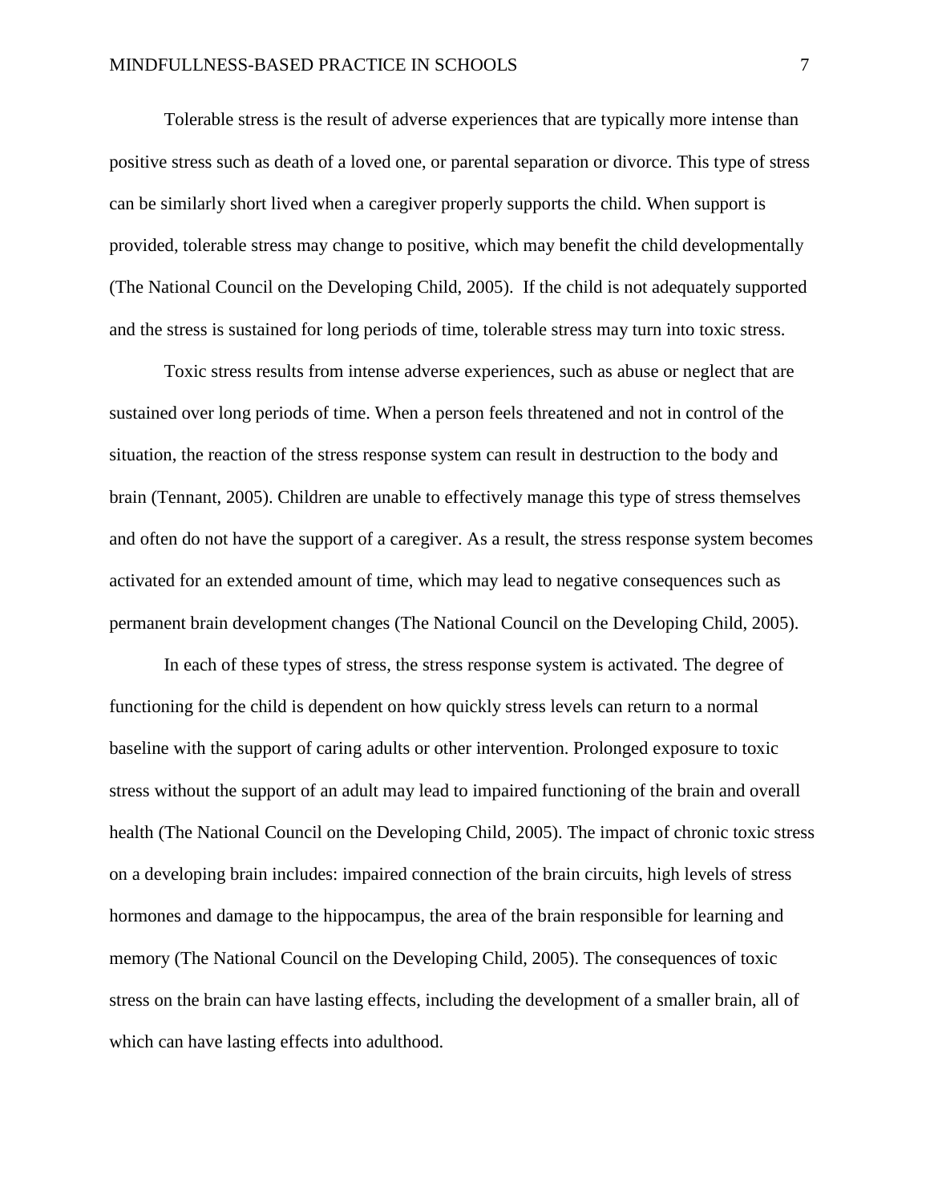Tolerable stress is the result of adverse experiences that are typically more intense than positive stress such as death of a loved one, or parental separation or divorce. This type of stress can be similarly short lived when a caregiver properly supports the child. When support is provided, tolerable stress may change to positive, which may benefit the child developmentally (The National Council on the Developing Child, 2005). If the child is not adequately supported and the stress is sustained for long periods of time, tolerable stress may turn into toxic stress.

Toxic stress results from intense adverse experiences, such as abuse or neglect that are sustained over long periods of time. When a person feels threatened and not in control of the situation, the reaction of the stress response system can result in destruction to the body and brain (Tennant, 2005). Children are unable to effectively manage this type of stress themselves and often do not have the support of a caregiver. As a result, the stress response system becomes activated for an extended amount of time, which may lead to negative consequences such as permanent brain development changes (The National Council on the Developing Child, 2005).

In each of these types of stress, the stress response system is activated. The degree of functioning for the child is dependent on how quickly stress levels can return to a normal baseline with the support of caring adults or other intervention. Prolonged exposure to toxic stress without the support of an adult may lead to impaired functioning of the brain and overall health (The National Council on the Developing Child, 2005). The impact of chronic toxic stress on a developing brain includes: impaired connection of the brain circuits, high levels of stress hormones and damage to the hippocampus, the area of the brain responsible for learning and memory (The National Council on the Developing Child, 2005). The consequences of toxic stress on the brain can have lasting effects, including the development of a smaller brain, all of which can have lasting effects into adulthood.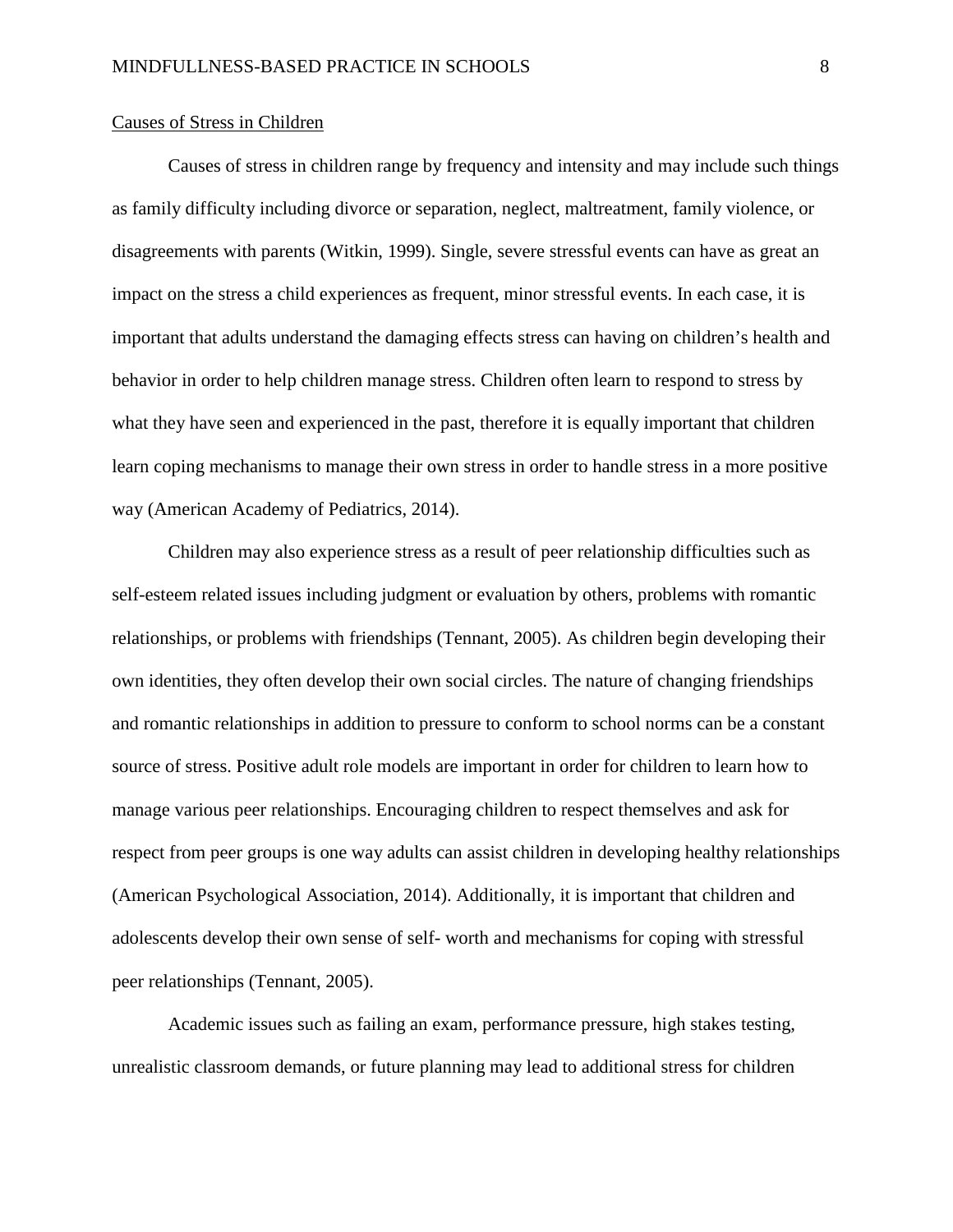Causes of Stress in Children

Causes of stress in children range by frequency and intensity and may include such things as family difficulty including divorce or separation, neglect, maltreatment, family violence, or disagreements with parents (Witkin, 1999). Single, severe stressful events can have as great an impact on the stress a child experiences as frequent, minor stressful events. In each case, it is important that adults understand the damaging effects stress can having on children's health and behavior in order to help children manage stress. Children often learn to respond to stress by what they have seen and experienced in the past, therefore it is equally important that children learn coping mechanisms to manage their own stress in order to handle stress in a more positive way (American Academy of Pediatrics, 2014).

Children may also experience stress as a result of peer relationship difficulties such as self-esteem related issues including judgment or evaluation by others, problems with romantic relationships, or problems with friendships (Tennant, 2005). As children begin developing their own identities, they often develop their own social circles. The nature of changing friendships and romantic relationships in addition to pressure to conform to school norms can be a constant source of stress. Positive adult role models are important in order for children to learn how to manage various peer relationships. Encouraging children to respect themselves and ask for respect from peer groups is one way adults can assist children in developing healthy relationships (American Psychological Association, 2014). Additionally, it is important that children and adolescents develop their own sense of self- worth and mechanisms for coping with stressful peer relationships (Tennant, 2005).

Academic issues such as failing an exam, performance pressure, high stakes testing, unrealistic classroom demands, or future planning may lead to additional stress for children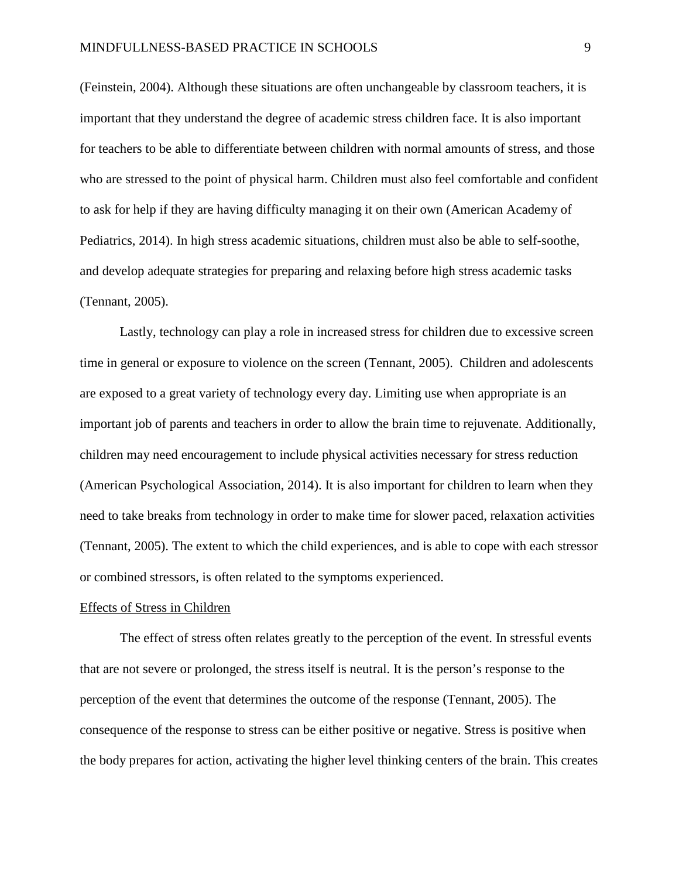(Feinstein, 2004). Although these situations are often unchangeable by classroom teachers, it is important that they understand the degree of academic stress children face. It is also important for teachers to be able to differentiate between children with normal amounts of stress, and those who are stressed to the point of physical harm. Children must also feel comfortable and confident to ask for help if they are having difficulty managing it on their own (American Academy of Pediatrics, 2014). In high stress academic situations, children must also be able to self-soothe, and develop adequate strategies for preparing and relaxing before high stress academic tasks (Tennant, 2005).

Lastly, technology can play a role in increased stress for children due to excessive screen time in general or exposure to violence on the screen (Tennant, 2005). Children and adolescents are exposed to a great variety of technology every day. Limiting use when appropriate is an important job of parents and teachers in order to allow the brain time to rejuvenate. Additionally, children may need encouragement to include physical activities necessary for stress reduction (American Psychological Association, 2014). It is also important for children to learn when they need to take breaks from technology in order to make time for slower paced, relaxation activities (Tennant, 2005). The extent to which the child experiences, and is able to cope with each stressor or combined stressors, is often related to the symptoms experienced.

## Effects of Stress in Children

The effect of stress often relates greatly to the perception of the event. In stressful events that are not severe or prolonged, the stress itself is neutral. It is the person's response to the perception of the event that determines the outcome of the response (Tennant, 2005). The consequence of the response to stress can be either positive or negative. Stress is positive when the body prepares for action, activating the higher level thinking centers of the brain. This creates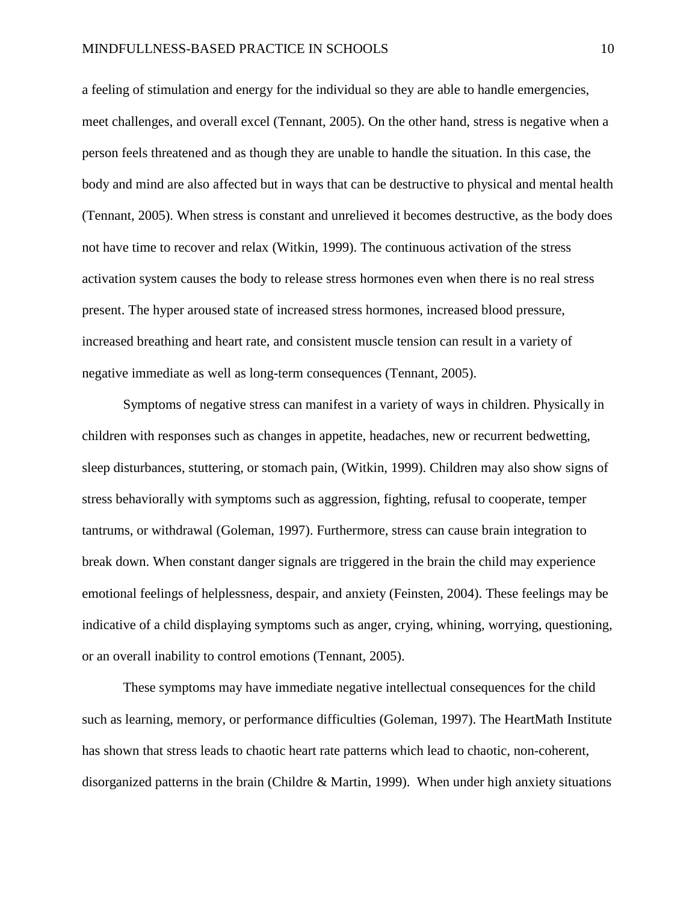a feeling of stimulation and energy for the individual so they are able to handle emergencies, meet challenges, and overall excel (Tennant, 2005). On the other hand, stress is negative when a person feels threatened and as though they are unable to handle the situation. In this case, the body and mind are also affected but in ways that can be destructive to physical and mental health (Tennant, 2005). When stress is constant and unrelieved it becomes destructive, as the body does not have time to recover and relax (Witkin, 1999). The continuous activation of the stress activation system causes the body to release stress hormones even when there is no real stress present. The hyper aroused state of increased stress hormones, increased blood pressure, increased breathing and heart rate, and consistent muscle tension can result in a variety of negative immediate as well as long-term consequences (Tennant, 2005).

Symptoms of negative stress can manifest in a variety of ways in children. Physically in children with responses such as changes in appetite, headaches, new or recurrent bedwetting, sleep disturbances, stuttering, or stomach pain, (Witkin, 1999). Children may also show signs of stress behaviorally with symptoms such as aggression, fighting, refusal to cooperate, temper tantrums, or withdrawal (Goleman, 1997). Furthermore, stress can cause brain integration to break down. When constant danger signals are triggered in the brain the child may experience emotional feelings of helplessness, despair, and anxiety (Feinsten, 2004). These feelings may be indicative of a child displaying symptoms such as anger, crying, whining, worrying, questioning, or an overall inability to control emotions (Tennant, 2005).

These symptoms may have immediate negative intellectual consequences for the child such as learning, memory, or performance difficulties (Goleman, 1997). The HeartMath Institute has shown that stress leads to chaotic heart rate patterns which lead to chaotic, non-coherent, disorganized patterns in the brain (Childre & Martin, 1999). When under high anxiety situations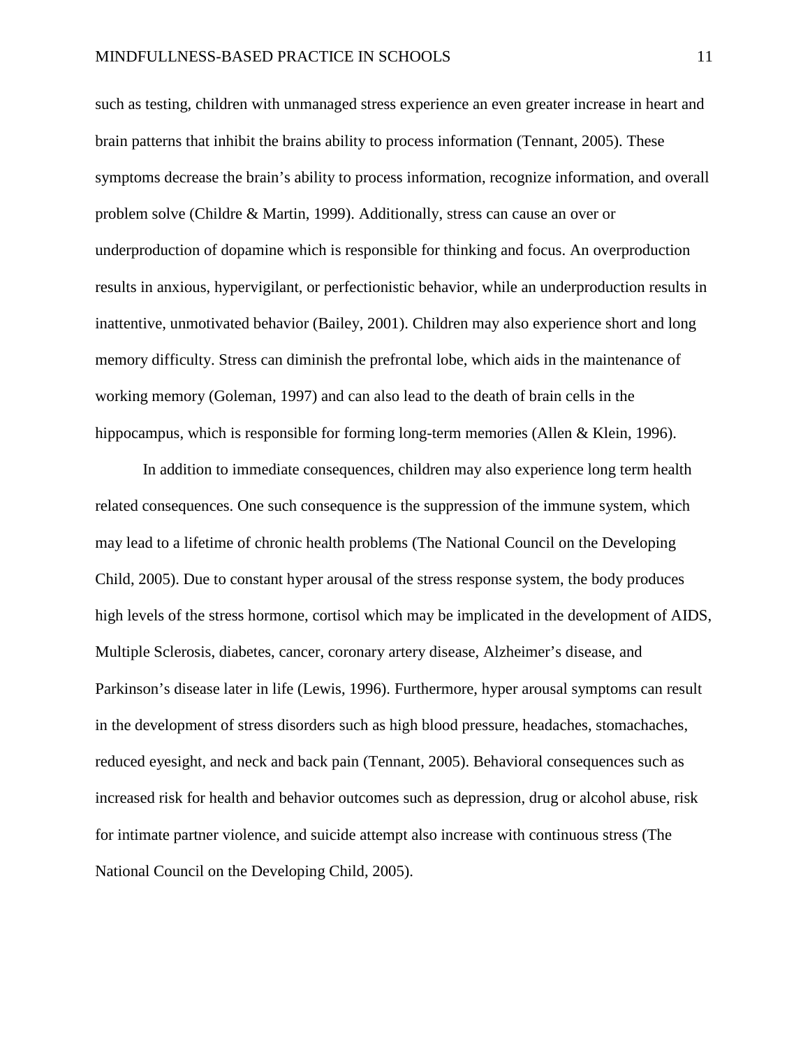such as testing, children with unmanaged stress experience an even greater increase in heart and brain patterns that inhibit the brains ability to process information (Tennant, 2005). These symptoms decrease the brain's ability to process information, recognize information, and overall problem solve (Childre & Martin, 1999). Additionally, stress can cause an over or underproduction of dopamine which is responsible for thinking and focus. An overproduction results in anxious, hypervigilant, or perfectionistic behavior, while an underproduction results in inattentive, unmotivated behavior (Bailey, 2001). Children may also experience short and long memory difficulty. Stress can diminish the prefrontal lobe, which aids in the maintenance of working memory (Goleman, 1997) and can also lead to the death of brain cells in the hippocampus, which is responsible for forming long-term memories (Allen & Klein, 1996).

In addition to immediate consequences, children may also experience long term health related consequences. One such consequence is the suppression of the immune system, which may lead to a lifetime of chronic health problems (The National Council on the Developing Child, 2005). Due to constant hyper arousal of the stress response system, the body produces high levels of the stress hormone, cortisol which may be implicated in the development of AIDS, Multiple Sclerosis, diabetes, cancer, coronary artery disease, Alzheimer's disease, and Parkinson's disease later in life (Lewis, 1996). Furthermore, hyper arousal symptoms can result in the development of stress disorders such as high blood pressure, headaches, stomachaches, reduced eyesight, and neck and back pain (Tennant, 2005). Behavioral consequences such as increased risk for health and behavior outcomes such as depression, drug or alcohol abuse, risk for intimate partner violence, and suicide attempt also increase with continuous stress (The National Council on the Developing Child, 2005).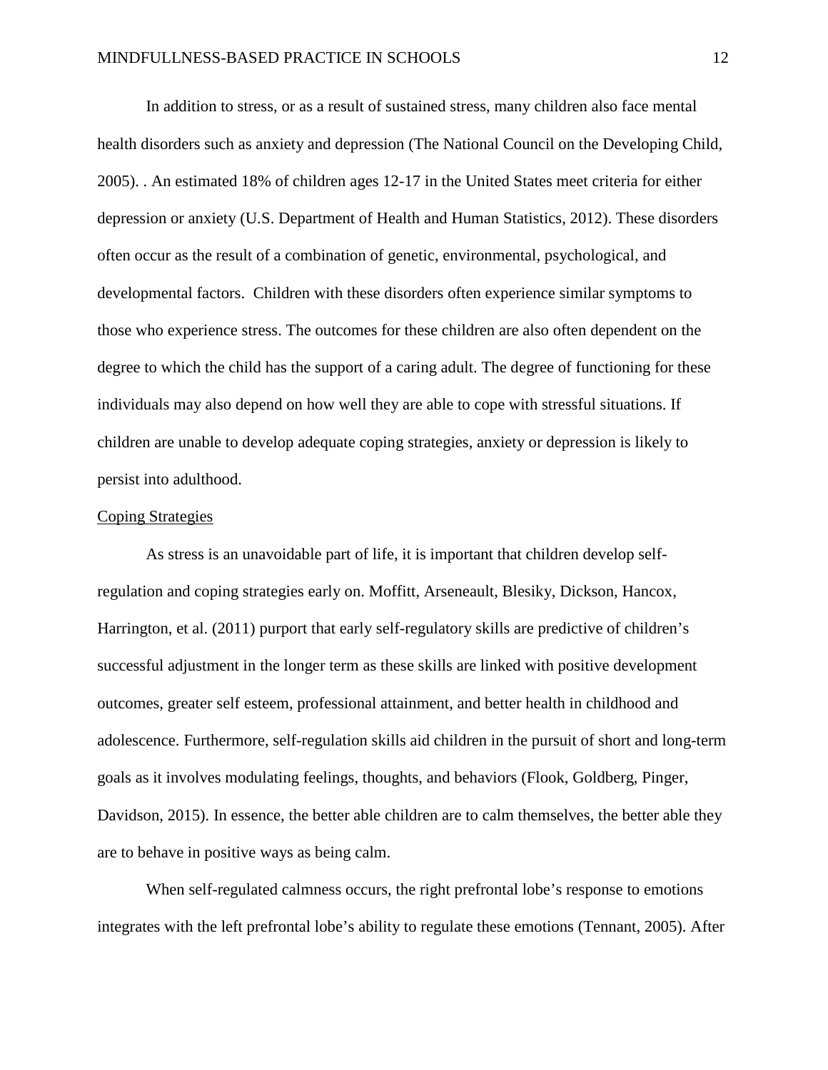In addition to stress, or as a result of sustained stress, many children also face mental health disorders such as anxiety and depression (The National Council on the Developing Child, 2005). . An estimated 18% of children ages 12-17 in the United States meet criteria for either depression or anxiety (U.S. Department of Health and Human Statistics, 2012). These disorders often occur as the result of a combination of genetic, environmental, psychological, and developmental factors. Children with these disorders often experience similar symptoms to those who experience stress. The outcomes for these children are also often dependent on the degree to which the child has the support of a caring adult. The degree of functioning for these individuals may also depend on how well they are able to cope with stressful situations. If children are unable to develop adequate coping strategies, anxiety or depression is likely to persist into adulthood.

<u>Coping Strategies</u>

As stress is an unavoidable part of life, it is important that children develop self-regulation and coping strategies early on. Moffitt, Arseneault, Blesiky, Dickson, Hancox, Harrington, et al. (2011) purport that early self-regulatory skills are predictive of children's successful adjustment in the longer term as these skills are linked with positive development outcomes, greater self esteem, professional attainment, and better health in childhood and adolescence. Furthermore, self-regulation skills aid children in the pursuit of short and long-term goals as it involves modulating feelings, thoughts, and behaviors (Flook, Goldberg, Pinger, Davidson, 2015). In essence, the better able children are to calm themselves, the better able they are to behave in positive ways as being calm.

When self-regulated calmness occurs, the right prefrontal lobe's response to emotions integrates with the left prefrontal lobe's ability to regulate these emotions (Tennant, 2005). After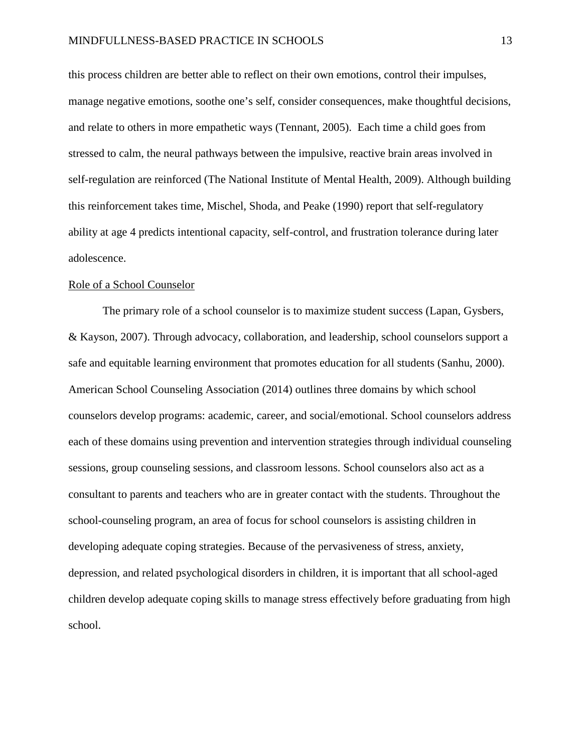this process children are better able to reflect on their own emotions, control their impulses, manage negative emotions, soothe one's self, consider consequences, make thoughtful decisions, and relate to others in more empathetic ways (Tennant, 2005). Each time a child goes from stressed to calm, the neural pathways between the impulsive, reactive brain areas involved in self-regulation are reinforced (The National Institute of Mental Health, 2009). Although building this reinforcement takes time, Mischel, Shoda, and Peake (1990) report that self-regulatory ability at age 4 predicts intentional capacity, self-control, and frustration tolerance during later adolescence.

<u>Role of a School Counselor</u>

The primary role of a school counselor is to maximize student success (Lapan, Gysbers, & Kayson, 2007). Through advocacy, collaboration, and leadership, school counselors support a safe and equitable learning environment that promotes education for all students (Sanhu, 2000). American School Counseling Association (2014) outlines three domains by which school counselors develop programs: academic, career, and social/emotional. School counselors address each of these domains using prevention and intervention strategies through individual counseling sessions, group counseling sessions, and classroom lessons. School counselors also act as a consultant to parents and teachers who are in greater contact with the students. Throughout the school-counseling program, an area of focus for school counselors is assisting children in developing adequate coping strategies. Because of the pervasiveness of stress, anxiety, depression, and related psychological disorders in children, it is important that all school-aged children develop adequate coping skills to manage stress effectively before graduating from high school.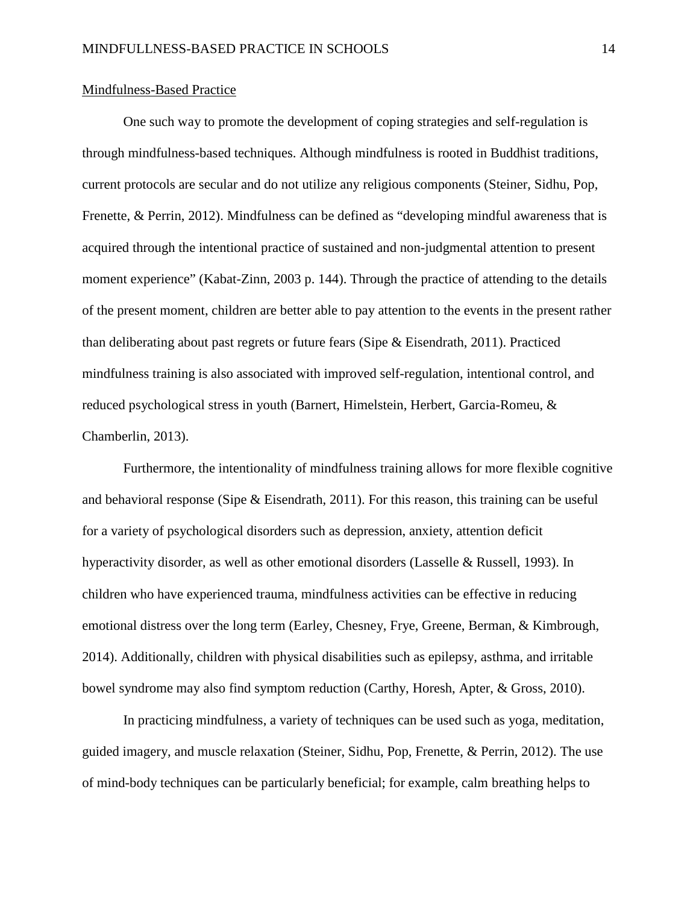Mindfulness-Based Practice

One such way to promote the development of coping strategies and self-regulation is through mindfulness-based techniques. Although mindfulness is rooted in Buddhist traditions, current protocols are secular and do not utilize any religious components (Steiner, Sidhu, Pop, Frenette, & Perrin, 2012). Mindfulness can be defined as "developing mindful awareness that is acquired through the intentional practice of sustained and non-judgmental attention to present moment experience" (Kabat-Zinn, 2003 p. 144). Through the practice of attending to the details of the present moment, children are better able to pay attention to the events in the present rather than deliberating about past regrets or future fears (Sipe & Eisendrath, 2011). Practiced mindfulness training is also associated with improved self-regulation, intentional control, and reduced psychological stress in youth (Barnert, Himelstein, Herbert, Garcia-Romeu, & Chamberlin, 2013).

Furthermore, the intentionality of mindfulness training allows for more flexible cognitive and behavioral response (Sipe & Eisendrath, 2011). For this reason, this training can be useful for a variety of psychological disorders such as depression, anxiety, attention deficit hyperactivity disorder, as well as other emotional disorders (Lasselle & Russell, 1993). In children who have experienced trauma, mindfulness activities can be effective in reducing emotional distress over the long term (Earley, Chesney, Frye, Greene, Berman, & Kimbrough, 2014). Additionally, children with physical disabilities such as epilepsy, asthma, and irritable bowel syndrome may also find symptom reduction (Carthy, Horesh, Apter, & Gross, 2010).

In practicing mindfulness, a variety of techniques can be used such as yoga, meditation, guided imagery, and muscle relaxation (Steiner, Sidhu, Pop, Frenette, & Perrin, 2012). The use of mind-body techniques can be particularly beneficial; for example, calm breathing helps to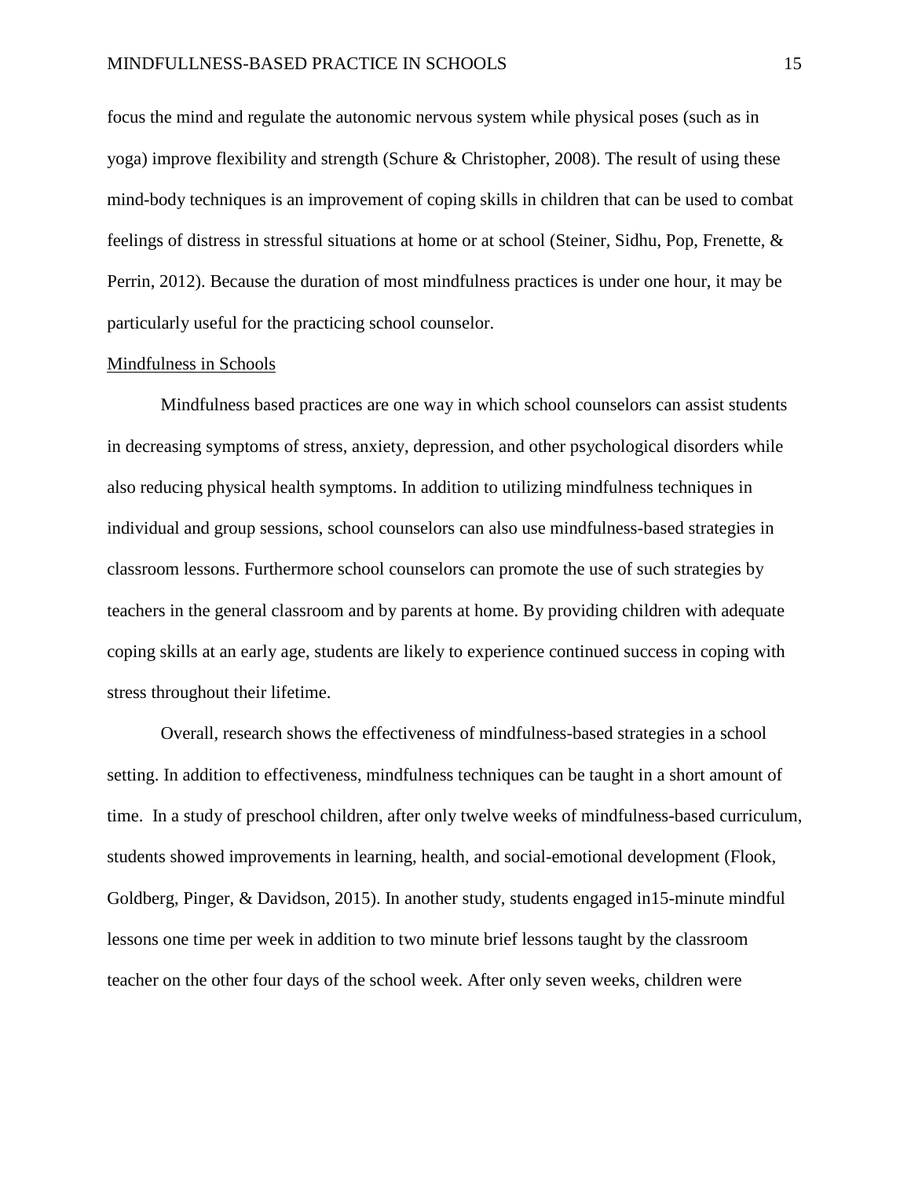focus the mind and regulate the autonomic nervous system while physical poses (such as in yoga) improve flexibility and strength (Schure & Christopher, 2008). The result of using these mind-body techniques is an improvement of coping skills in children that can be used to combat feelings of distress in stressful situations at home or at school (Steiner, Sidhu, Pop, Frenette, & Perrin, 2012). Because the duration of most mindfulness practices is under one hour, it may be particularly useful for the practicing school counselor.

## Mindfulness in Schools

Mindfulness based practices are one way in which school counselors can assist students in decreasing symptoms of stress, anxiety, depression, and other psychological disorders while also reducing physical health symptoms. In addition to utilizing mindfulness techniques in individual and group sessions, school counselors can also use mindfulness-based strategies in classroom lessons. Furthermore school counselors can promote the use of such strategies by teachers in the general classroom and by parents at home. By providing children with adequate coping skills at an early age, students are likely to experience continued success in coping with stress throughout their lifetime.

Overall, research shows the effectiveness of mindfulness-based strategies in a school setting. In addition to effectiveness, mindfulness techniques can be taught in a short amount of time. In a study of preschool children, after only twelve weeks of mindfulness-based curriculum, students showed improvements in learning, health, and social-emotional development (Flook, Goldberg, Pinger, & Davidson, 2015). In another study, students engaged in15-minute mindful lessons one time per week in addition to two minute brief lessons taught by the classroom teacher on the other four days of the school week. After only seven weeks, children were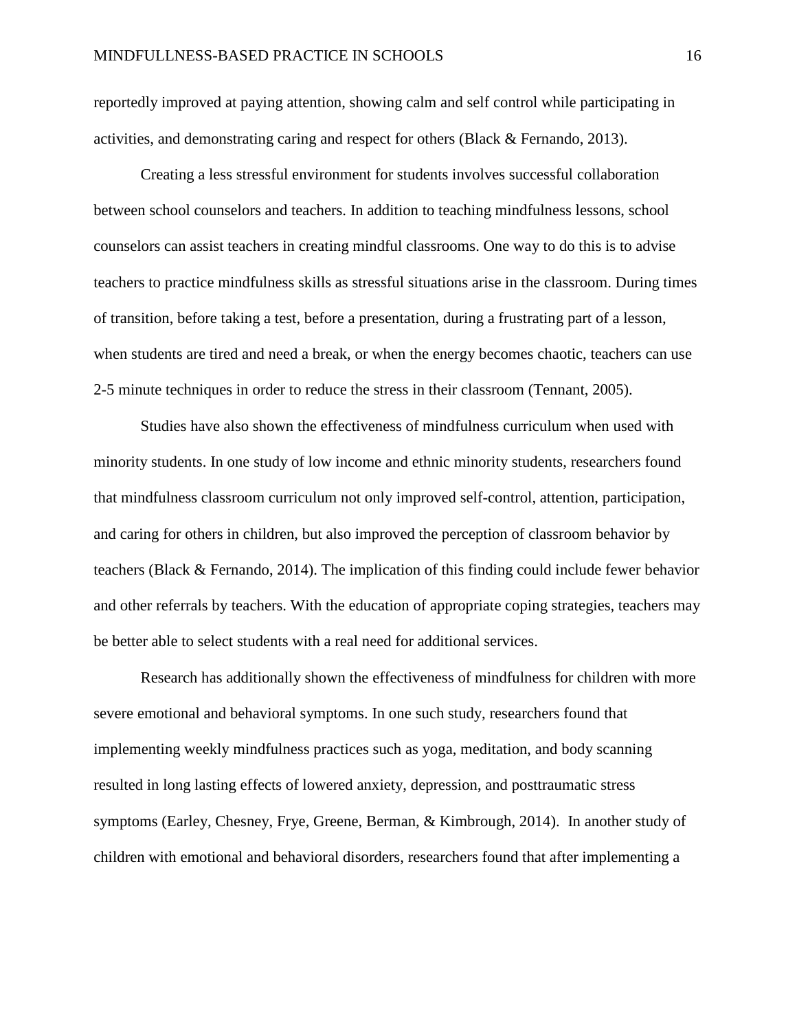reportedly improved at paying attention, showing calm and self control while participating in activities, and demonstrating caring and respect for others (Black & Fernando, 2013).

Creating a less stressful environment for students involves successful collaboration between school counselors and teachers. In addition to teaching mindfulness lessons, school counselors can assist teachers in creating mindful classrooms. One way to do this is to advise teachers to practice mindfulness skills as stressful situations arise in the classroom. During times of transition, before taking a test, before a presentation, during a frustrating part of a lesson, when students are tired and need a break, or when the energy becomes chaotic, teachers can use 2-5 minute techniques in order to reduce the stress in their classroom (Tennant, 2005).

Studies have also shown the effectiveness of mindfulness curriculum when used with minority students. In one study of low income and ethnic minority students, researchers found that mindfulness classroom curriculum not only improved self-control, attention, participation, and caring for others in children, but also improved the perception of classroom behavior by teachers (Black & Fernando, 2014). The implication of this finding could include fewer behavior and other referrals by teachers. With the education of appropriate coping strategies, teachers may be better able to select students with a real need for additional services.

Research has additionally shown the effectiveness of mindfulness for children with more severe emotional and behavioral symptoms. In one such study, researchers found that implementing weekly mindfulness practices such as yoga, meditation, and body scanning resulted in long lasting effects of lowered anxiety, depression, and posttraumatic stress symptoms (Earley, Chesney, Frye, Greene, Berman, & Kimbrough, 2014). In another study of children with emotional and behavioral disorders, researchers found that after implementing a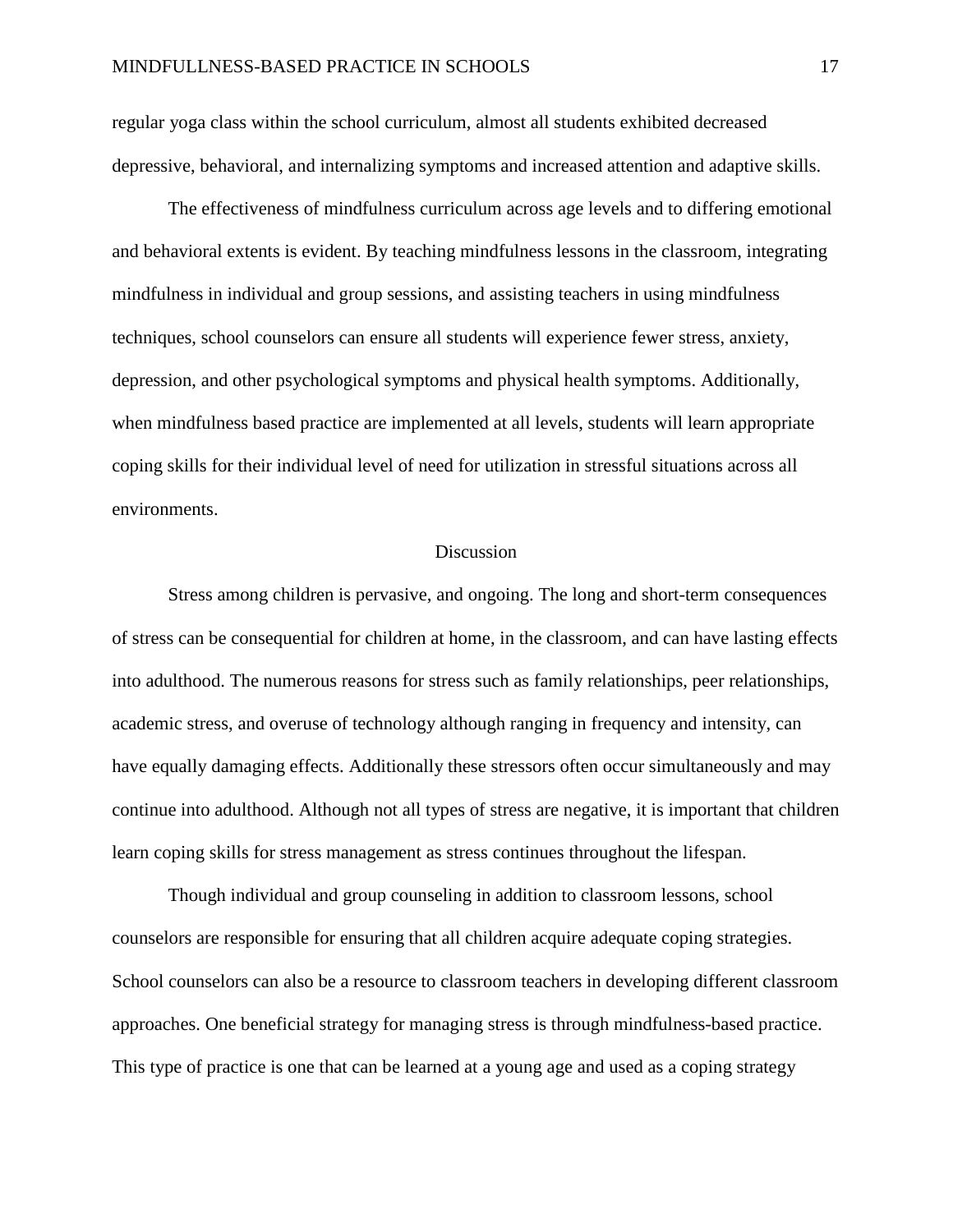regular yoga class within the school curriculum, almost all students exhibited decreased depressive, behavioral, and internalizing symptoms and increased attention and adaptive skills.

The effectiveness of mindfulness curriculum across age levels and to differing emotional and behavioral extents is evident. By teaching mindfulness lessons in the classroom, integrating mindfulness in individual and group sessions, and assisting teachers in using mindfulness techniques, school counselors can ensure all students will experience fewer stress, anxiety, depression, and other psychological symptoms and physical health symptoms. Additionally, when mindfulness based practice are implemented at all levels, students will learn appropriate coping skills for their individual level of need for utilization in stressful situations across all environments.

## Discussion

Stress among children is pervasive, and ongoing. The long and short-term consequences of stress can be consequential for children at home, in the classroom, and can have lasting effects into adulthood. The numerous reasons for stress such as family relationships, peer relationships, academic stress, and overuse of technology although ranging in frequency and intensity, can have equally damaging effects. Additionally these stressors often occur simultaneously and may continue into adulthood. Although not all types of stress are negative, it is important that children learn coping skills for stress management as stress continues throughout the lifespan.

Though individual and group counseling in addition to classroom lessons, school counselors are responsible for ensuring that all children acquire adequate coping strategies. School counselors can also be a resource to classroom teachers in developing different classroom approaches. One beneficial strategy for managing stress is through mindfulness-based practice. This type of practice is one that can be learned at a young age and used as a coping strategy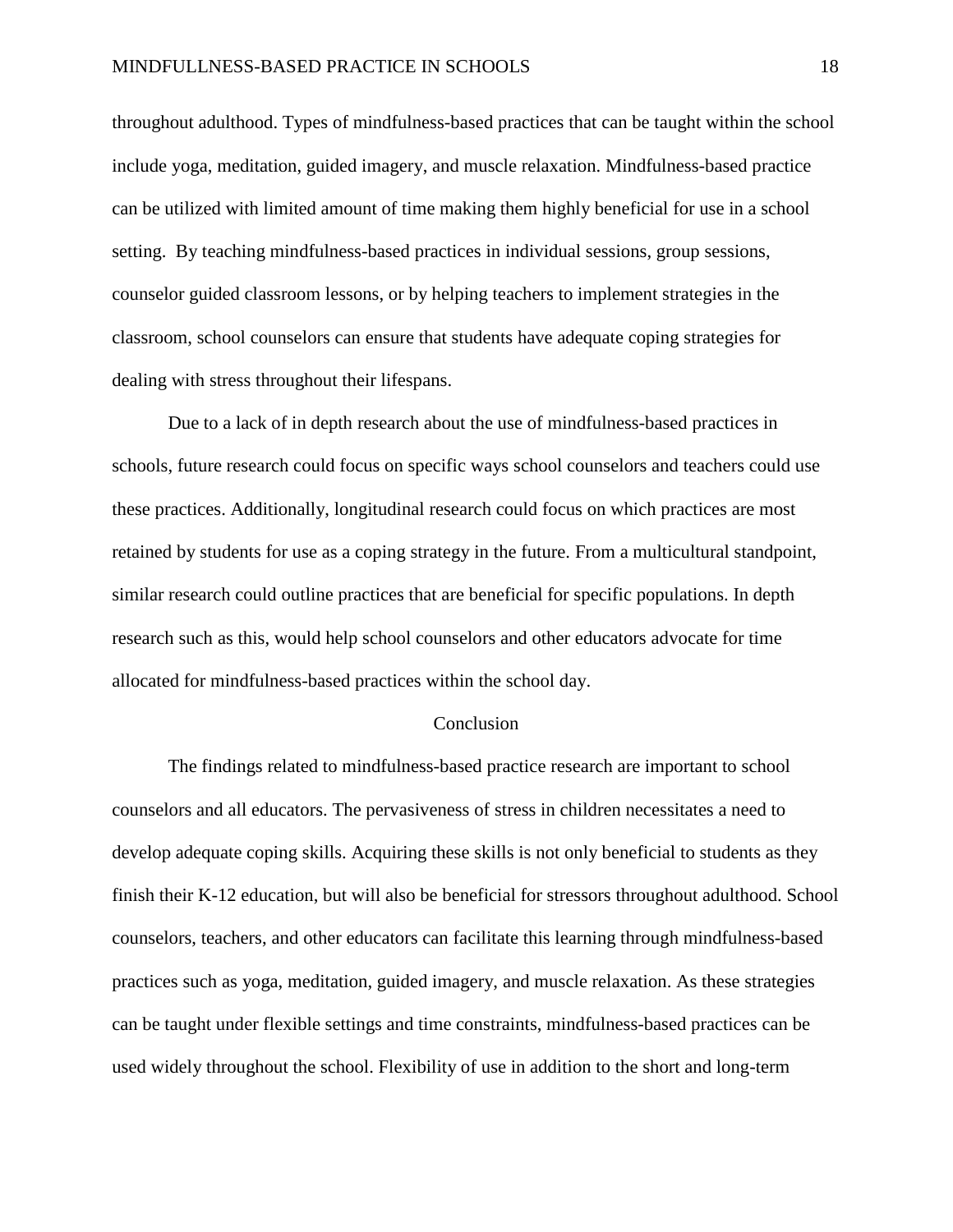throughout adulthood. Types of mindfulness-based practices that can be taught within the school include yoga, meditation, guided imagery, and muscle relaxation. Mindfulness-based practice can be utilized with limited amount of time making them highly beneficial for use in a school setting. By teaching mindfulness-based practices in individual sessions, group sessions, counselor guided classroom lessons, or by helping teachers to implement strategies in the classroom, school counselors can ensure that students have adequate coping strategies for dealing with stress throughout their lifespans.

Due to a lack of in depth research about the use of mindfulness-based practices in schools, future research could focus on specific ways school counselors and teachers could use these practices. Additionally, longitudinal research could focus on which practices are most retained by students for use as a coping strategy in the future. From a multicultural standpoint, similar research could outline practices that are beneficial for specific populations. In depth research such as this, would help school counselors and other educators advocate for time allocated for mindfulness-based practices within the school day.

## Conclusion

The findings related to mindfulness-based practice research are important to school counselors and all educators. The pervasiveness of stress in children necessitates a need to develop adequate coping skills. Acquiring these skills is not only beneficial to students as they finish their K-12 education, but will also be beneficial for stressors throughout adulthood. School counselors, teachers, and other educators can facilitate this learning through mindfulness-based practices such as yoga, meditation, guided imagery, and muscle relaxation. As these strategies can be taught under flexible settings and time constraints, mindfulness-based practices can be used widely throughout the school. Flexibility of use in addition to the short and long-term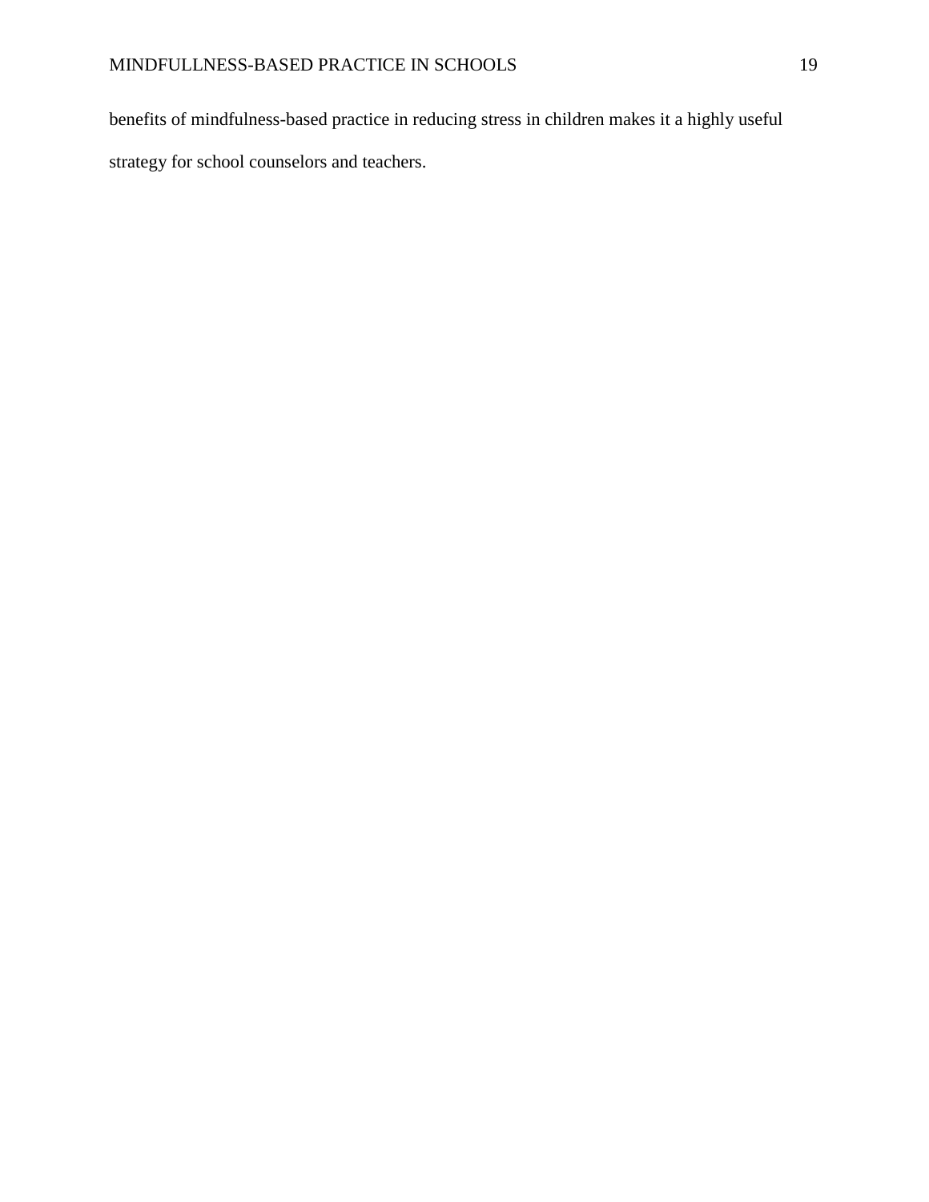benefits of mindfulness-based practice in reducing stress in children makes it a highly useful strategy for school counselors and teachers.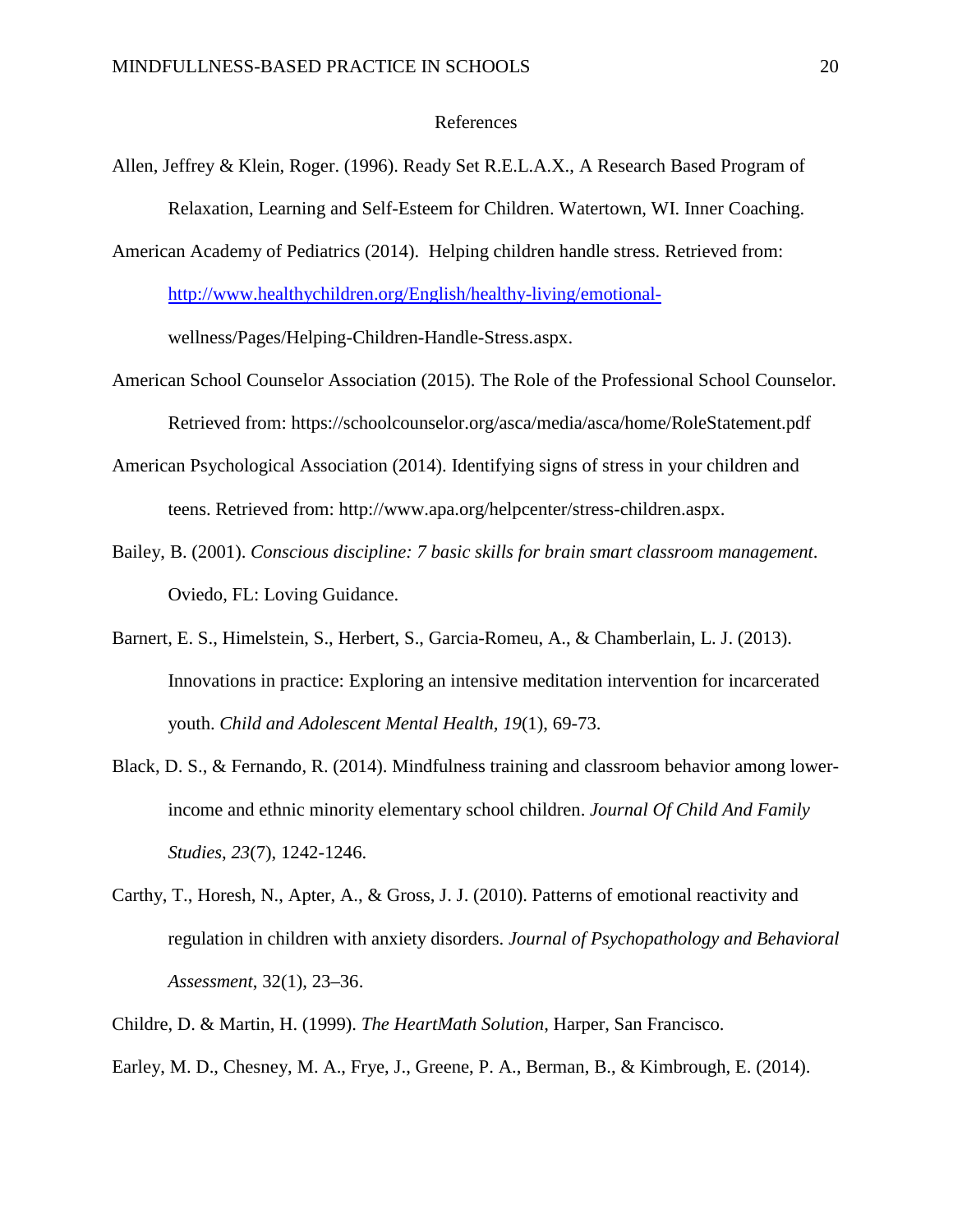# References

Allen, Jeffrey & Klein, Roger. (1996). Ready Set R.E.L.A.X., A Research Based Program of Relaxation, Learning and Self-Esteem for Children. Watertown, WI. Inner Coaching.

American Academy of Pediatrics (2014). Helping children handle stress. Retrieved from: http://www.healthychildren.org/English/healthy-living/emotional-wellness/Pages/Helping-Children-Handle-Stress.aspx.

American School Counselor Association (2015). The Role of the Professional School Counselor. Retrieved from: https://schoolcounselor.org/asca/media/asca/home/RoleStatement.pdf

American Psychological Association (2014). Identifying signs of stress in your children and teens. Retrieved from: http://www.apa.org/helpcenter/stress-children.aspx.

Bailey, B. (2001). *Conscious discipline: 7 basic skills for brain smart classroom management*. Oviedo, FL: Loving Guidance.

Barnert, E. S., Himelstein, S., Herbert, S., Garcia-Romeu, A., & Chamberlain, L. J. (2013). Innovations in practice: Exploring an intensive meditation intervention for incarcerated youth. *Child and Adolescent Mental Health, 19*(1), 69-73.

Black, D. S., & Fernando, R. (2014). Mindfulness training and classroom behavior among lower-income and ethnic minority elementary school children. *Journal Of Child And Family Studies*, *23*(7), 1242-1246.

Carthy, T., Horesh, N., Apter, A., & Gross, J. J. (2010). Patterns of emotional reactivity and regulation in children with anxiety disorders. *Journal of Psychopathology and Behavioral Assessment*, 32(1), 23–36.

Childre, D. & Martin, H. (1999). *The HeartMath Solution*, Harper, San Francisco.

Earley, M. D., Chesney, M. A., Frye, J., Greene, P. A., Berman, B., & Kimbrough, E. (2014).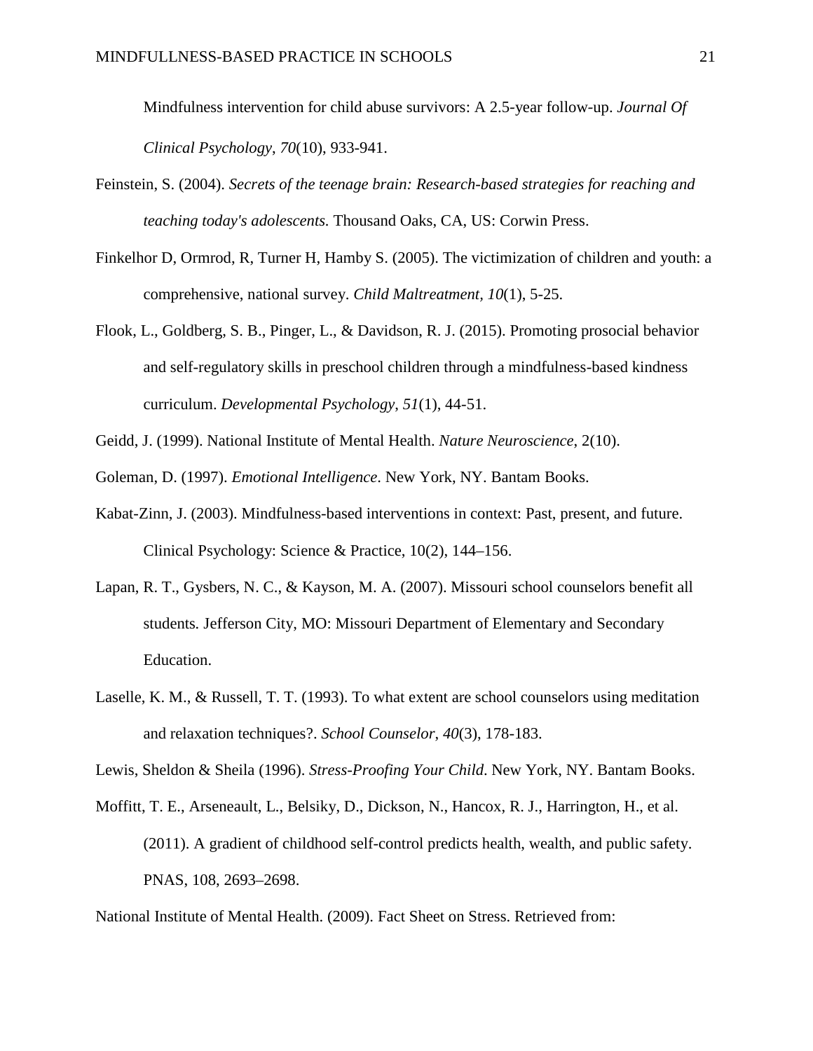Mindfulness intervention for child abuse survivors: A 2.5-year follow-up. *Journal Of Clinical Psychology*, *70*(10), 933-941.

Feinstein, S. (2004). *Secrets of the teenage brain: Research-based strategies for reaching and teaching today's adolescents.* Thousand Oaks, CA, US: Corwin Press.

Finkelhor D, Ormrod, R, Turner H, Hamby S. (2005). The victimization of children and youth: a comprehensive, national survey. *Child Maltreatment, 10*(1), 5-25.

Flook, L., Goldberg, S. B., Pinger, L., & Davidson, R. J. (2015). Promoting prosocial behavior and self-regulatory skills in preschool children through a mindfulness-based kindness curriculum. *Developmental Psychology*, *51*(1), 44-51.

Geidd, J. (1999). National Institute of Mental Health. *Nature Neuroscience*, 2(10).

Goleman, D. (1997). *Emotional Intelligence*. New York, NY. Bantam Books.

Kabat-Zinn, J. (2003). Mindfulness-based interventions in context: Past, present, and future. Clinical Psychology: Science & Practice, 10(2), 144–156.

Lapan, R. T., Gysbers, N. C., & Kayson, M. A. (2007). Missouri school counselors benefit all students. Jefferson City, MO: Missouri Department of Elementary and Secondary Education.

Laselle, K. M., & Russell, T. T. (1993). To what extent are school counselors using meditation and relaxation techniques?. *School Counselor*, *40*(3), 178-183.

Lewis, Sheldon & Sheila (1996). *Stress-Proofing Your Child*. New York, NY. Bantam Books.

Moffitt, T. E., Arseneault, L., Belsiky, D., Dickson, N., Hancox, R. J., Harrington, H., et al. (2011). A gradient of childhood self-control predicts health, wealth, and public safety. PNAS, 108, 2693–2698.

National Institute of Mental Health. (2009). Fact Sheet on Stress. Retrieved from: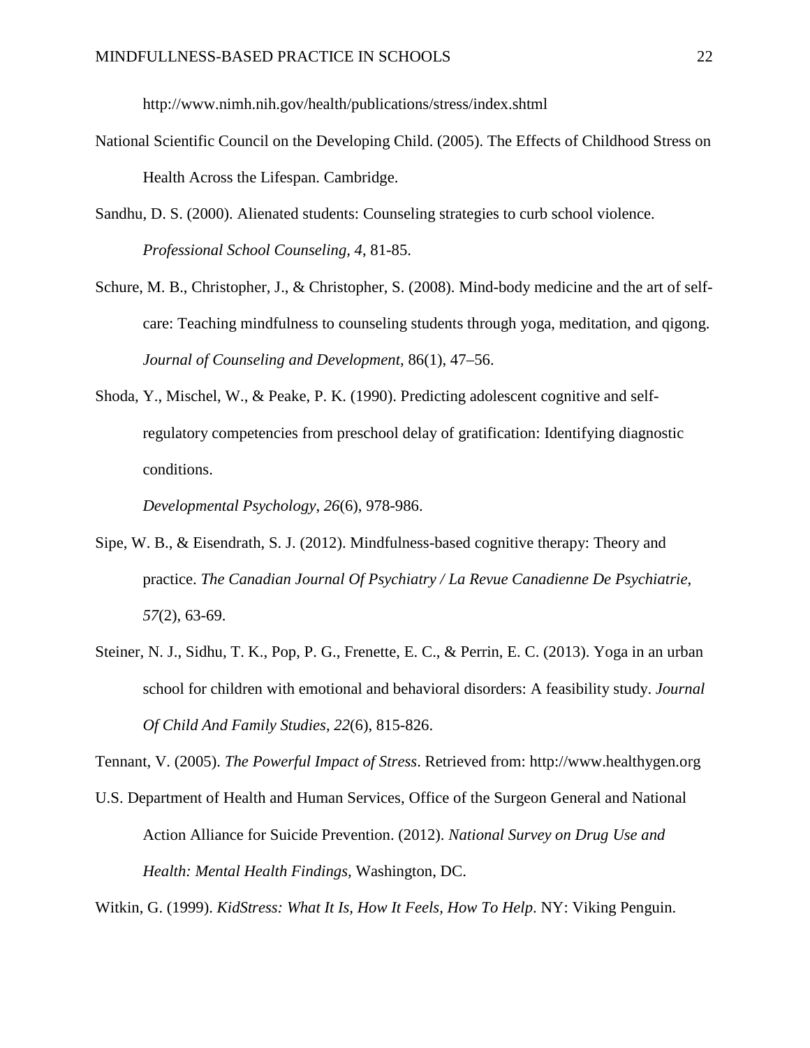http://www.nimh.nih.gov/health/publications/stress/index.shtml

National Scientific Council on the Developing Child. (2005). The Effects of Childhood Stress on Health Across the Lifespan. Cambridge.

Sandhu, D. S. (2000). Alienated students: Counseling strategies to curb school violence. *Professional School Counseling, 4*, 81-85.

Schure, M. B., Christopher, J., & Christopher, S. (2008). Mind-body medicine and the art of self-care: Teaching mindfulness to counseling students through yoga, meditation, and qigong. *Journal of Counseling and Development*, 86(1), 47–56.

Shoda, Y., Mischel, W., & Peake, P. K. (1990). Predicting adolescent cognitive and self-regulatory competencies from preschool delay of gratification: Identifying diagnostic conditions.

*Developmental Psychology, 26*(6), 978-986.

Sipe, W. B., & Eisendrath, S. J. (2012). Mindfulness-based cognitive therapy: Theory and practice. *The Canadian Journal Of Psychiatry / La Revue Canadienne De Psychiatrie*, *57*(2), 63-69.

Steiner, N. J., Sidhu, T. K., Pop, P. G., Frenette, E. C., & Perrin, E. C. (2013). Yoga in an urban school for children with emotional and behavioral disorders: A feasibility study. *Journal Of Child And Family Studies*, *22*(6), 815-826.

Tennant, V. (2005). *The Powerful Impact of Stress*. Retrieved from: http://www.healthygen.org

U.S. Department of Health and Human Services, Office of the Surgeon General and National Action Alliance for Suicide Prevention. (2012). *National Survey on Drug Use and Health: Mental Health Findings*, Washington, DC.

Witkin, G. (1999). *KidStress: What It Is, How It Feels, How To Help*. NY: Viking Penguin.